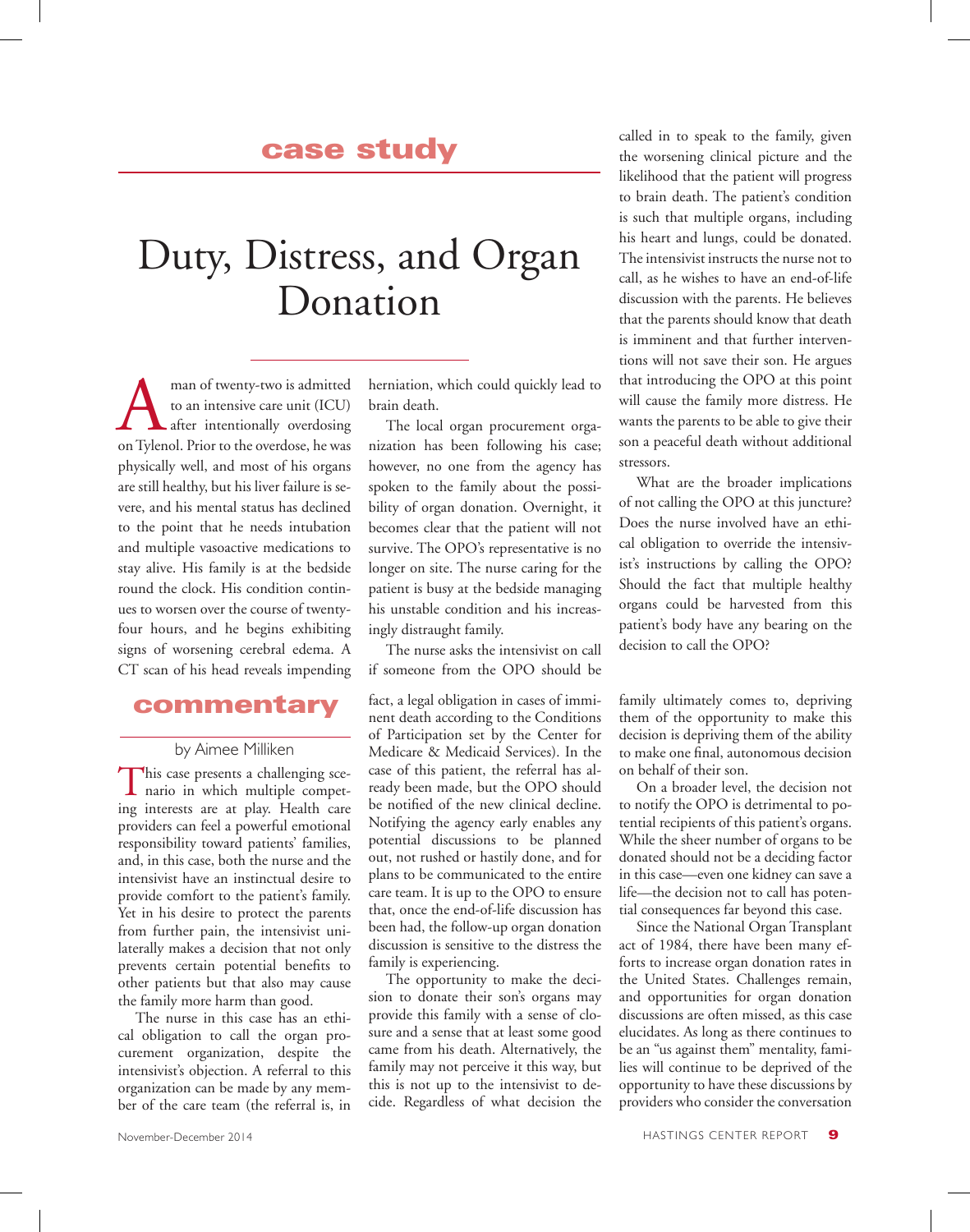# case study

# Duty, Distress, and Organ Donation

A man of twenty-two is admitted to an intensive care unit (ICU) after intentionally overdosing on Tylenol. Prior to the overdose, he was physically well, and most of his organs are still healthy, but his liver failure is severe, and his mental status has declined to the point that he needs intubation and multiple vasoactive medications to stay alive. His family is at the bedside round the clock. His condition continues to worsen over the course of twenty-four hours, and he begins exhibiting signs of worsening cerebral edema. A CT scan of his head reveals impending herniation, which could quickly lead to brain death.

The local organ procurement organization has been following his case; however, no one from the agency has spoken to the family about the possibility of organ donation. Overnight, it becomes clear that the patient will not survive. The OPO's representative is no longer on site. The nurse caring for the patient is busy at the bedside managing his unstable condition and his increasingly distraught family.

The nurse asks the intensivist on call if someone from the OPO should be called in to speak to the family, given the worsening clinical picture and the likelihood that the patient will progress to brain death. The patient's condition is such that multiple organs, including his heart and lungs, could be donated. The intensivist instructs the nurse not to call, as he wishes to have an end-of-life discussion with the parents. He believes that the parents should know that death is imminent and that further interventions will not save their son. He argues that introducing the OPO at this point will cause the family more distress. He wants the parents to be able to give their son a peaceful death without additional stressors.

What are the broader implications of not calling the OPO at this juncture? Does the nurse involved have an ethical obligation to override the intensivist's instructions by calling the OPO? Should the fact that multiple healthy organs could be harvested from this patient's body have any bearing on the decision to call the OPO?

## commentary

by Aimee Milliken

This case presents a challenging scenario in which multiple competing interests are at play. Health care providers can feel a powerful emotional responsibility toward patients' families, and, in this case, both the nurse and the intensivist have an instinctual desire to provide comfort to the patient's family. Yet in his desire to protect the parents from further pain, the intensivist unilaterally makes a decision that not only prevents certain potential benefits to other patients but that also may cause the family more harm than good.

The nurse in this case has an ethical obligation to call the organ procurement organization, despite the intensivist's objection. A referral to this organization can be made by any member of the care team (the referral is, in fact, a legal obligation in cases of imminent death according to the Conditions of Participation set by the Center for Medicare & Medicaid Services). In the case of this patient, the referral has already been made, but the OPO should be notified of the new clinical decline. Notifying the agency early enables any potential discussions to be planned out, not rushed or hastily done, and for plans to be communicated to the entire care team. It is up to the OPO to ensure that, once the end-of-life discussion has been had, the follow-up organ donation discussion is sensitive to the distress the family is experiencing.

The opportunity to make the decision to donate their son's organs may provide this family with a sense of closure and a sense that at least some good came from his death. Alternatively, the family may not perceive it this way, but this is not up to the intensivist to decide. Regardless of what decision the family ultimately comes to, depriving them of the opportunity to make this decision is depriving them of the ability to make one final, autonomous decision on behalf of their son.

On a broader level, the decision not to notify the OPO is detrimental to potential recipients of this patient's organs. While the sheer number of organs to be donated should not be a deciding factor in this case—even one kidney can save a life—the decision not to call has potential consequences far beyond this case.

Since the National Organ Transplant act of 1984, there have been many efforts to increase organ donation rates in the United States. Challenges remain, and opportunities for organ donation discussions are often missed, as this case elucidates. As long as there continues to be an "us against them" mentality, families will continue to be deprived of the opportunity to have these discussions by providers who consider the conversation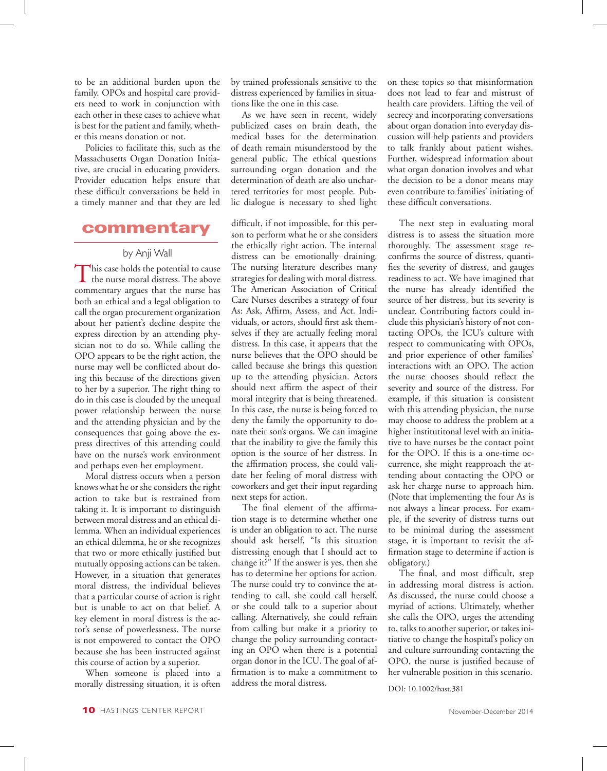to be an additional burden upon the family. OPOs and hospital care providers need to work in conjunction with each other in these cases to achieve what is best for the patient and family, whether this means donation or not.

Policies to facilitate this, such as the Massachusetts Organ Donation Initiative, are crucial in educating providers. Provider education helps ensure that these difficult conversations be held in a timely manner and that they are led by trained professionals sensitive to the distress experienced by families in situations like the one in this case.

As we have seen in recent, widely publicized cases on brain death, the medical bases for the determination of death remain misunderstood by the general public. The ethical questions surrounding organ donation and the determination of death are also unchartered territories for most people. Public dialogue is necessary to shed light on these topics so that misinformation does not lead to fear and mistrust of health care providers. Lifting the veil of secrecy and incorporating conversations about organ donation into everyday discussion will help patients and providers to talk frankly about patient wishes. Further, widespread information about what organ donation involves and what the decision to be a donor means may even contribute to families' initiating of these difficult conversations.

## commentary

by Anji Wall

This case holds the potential to cause the nurse moral distress. The above commentary argues that the nurse has both an ethical and a legal obligation to call the organ procurement organization about her patient's decline despite the express direction by an attending physician not to do so. While calling the OPO appears to be the right action, the nurse may well be conflicted about doing this because of the directions given to her by a superior. The right thing to do in this case is clouded by the unequal power relationship between the nurse and the attending physician and by the consequences that going above the express directives of this attending could have on the nurse's work environment and perhaps even her employment.

Moral distress occurs when a person knows what he or she considers the right action to take but is restrained from taking it. It is important to distinguish between moral distress and an ethical dilemma. When an individual experiences an ethical dilemma, he or she recognizes that two or more ethically justified but mutually opposing actions can be taken. However, in a situation that generates moral distress, the individual believes that a particular course of action is right but is unable to act on that belief. A key element in moral distress is the actor's sense of powerlessness. The nurse is not empowered to contact the OPO because she has been instructed against this course of action by a superior.

When someone is placed into a morally distressing situation, it is often difficult, if not impossible, for this person to perform what he or she considers the ethically right action. The internal distress can be emotionally draining. The nursing literature describes many strategies for dealing with moral distress. The American Association of Critical Care Nurses describes a strategy of four As: Ask, Affirm, Assess, and Act. Individuals, or actors, should first ask themselves if they are actually feeling moral distress. In this case, it appears that the nurse believes that the OPO should be called because she brings this question up to the attending physician. Actors should next affirm the aspect of their moral integrity that is being threatened. In this case, the nurse is being forced to deny the family the opportunity to donate their son's organs. We can imagine that the inability to give the family this option is the source of her distress. In the affirmation process, she could validate her feeling of moral distress with coworkers and get their input regarding next steps for action.

The final element of the affirmation stage is to determine whether one is under an obligation to act. The nurse should ask herself, "Is this situation distressing enough that I should act to change it?" If the answer is yes, then she has to determine her options for action. The nurse could try to convince the attending to call, she could call herself, or she could talk to a superior about calling. Alternatively, she could refrain from calling but make it a priority to change the policy surrounding contacting an OPO when there is a potential organ donor in the ICU. The goal of affirmation is to make a commitment to address the moral distress.

The next step in evaluating moral distress is to assess the situation more thoroughly. The assessment stage reconfirms the source of distress, quantifies the severity of distress, and gauges readiness to act. We have imagined that the nurse has already identified the source of her distress, but its severity is unclear. Contributing factors could include this physician's history of not contacting OPOs, the ICU's culture with respect to communicating with OPOs, and prior experience of other families' interactions with an OPO. The action the nurse chooses should reflect the severity and source of the distress. For example, if this situation is consistent with this attending physician, the nurse may choose to address the problem at a higher institutitonal level with an initiative to have nurses be the contact point for the OPO. If this is a one-time occurrence, she might reapproach the attending about contacting the OPO or ask her charge nurse to approach him. (Note that implementing the four As is not always a linear process. For example, if the severity of distress turns out to be minimal during the assessment stage, it is important to revisit the affirmation stage to determine if action is obligatory.)

The final, and most difficult, step in addressing moral distress is action. As discussed, the nurse could choose a myriad of actions. Ultimately, whether she calls the OPO, urges the attending to, talks to another superior, or takes initiative to change the hospital's policy on and culture surrounding contacting the OPO, the nurse is justified because of her vulnerable position in this scenario.

DOI: 10.1002/hast.381